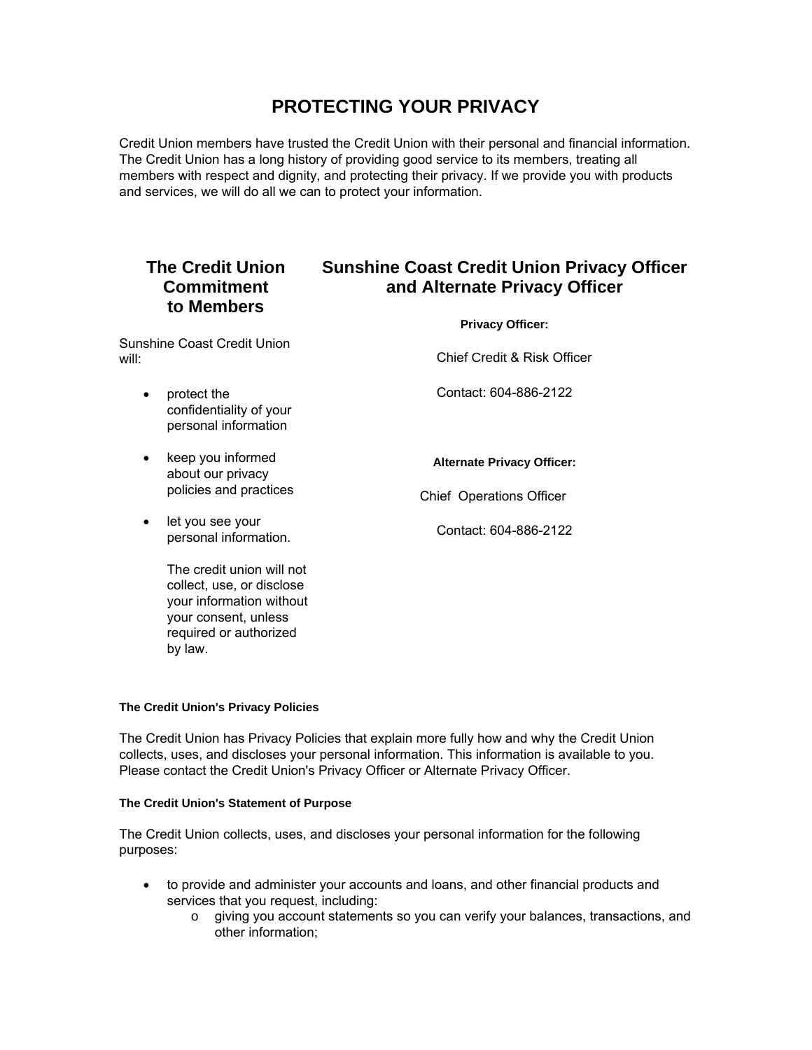# PROTECTING YOUR PRIVACY

Credit Union members have trusted the Credit Union with their personal and financial information. The Credit Union has a long history of providing good service to its members, treating all members with respect and dignity, and protecting their privacy. If we provide you with products and services, we will do all we can to protect your information.

## The Credit Union Commitment to Members

Sunshine Coast Credit Union will:

- protect the confidentiality of your personal information
- keep you informed about our privacy policies and practices
- let you see your personal information.

  The credit union will not collect, use, or disclose your information without your consent, unless required or authorized by law.

## Sunshine Coast Credit Union Privacy Officer and Alternate Privacy Officer

**Privacy Officer:**

Chief Credit & Risk Officer

Contact: 604-886-2122

**Alternate Privacy Officer:**

Chief Operations Officer

Contact: 604-886-2122

#### The Credit Union's Privacy Policies

The Credit Union has Privacy Policies that explain more fully how and why the Credit Union collects, uses, and discloses your personal information. This information is available to you. Please contact the Credit Union's Privacy Officer or Alternate Privacy Officer.

#### The Credit Union's Statement of Purpose

The Credit Union collects, uses, and discloses your personal information for the following purposes:

- to provide and administer your accounts and loans, and other financial products and services that you request, including:
  - giving you account statements so you can verify your balances, transactions, and other information;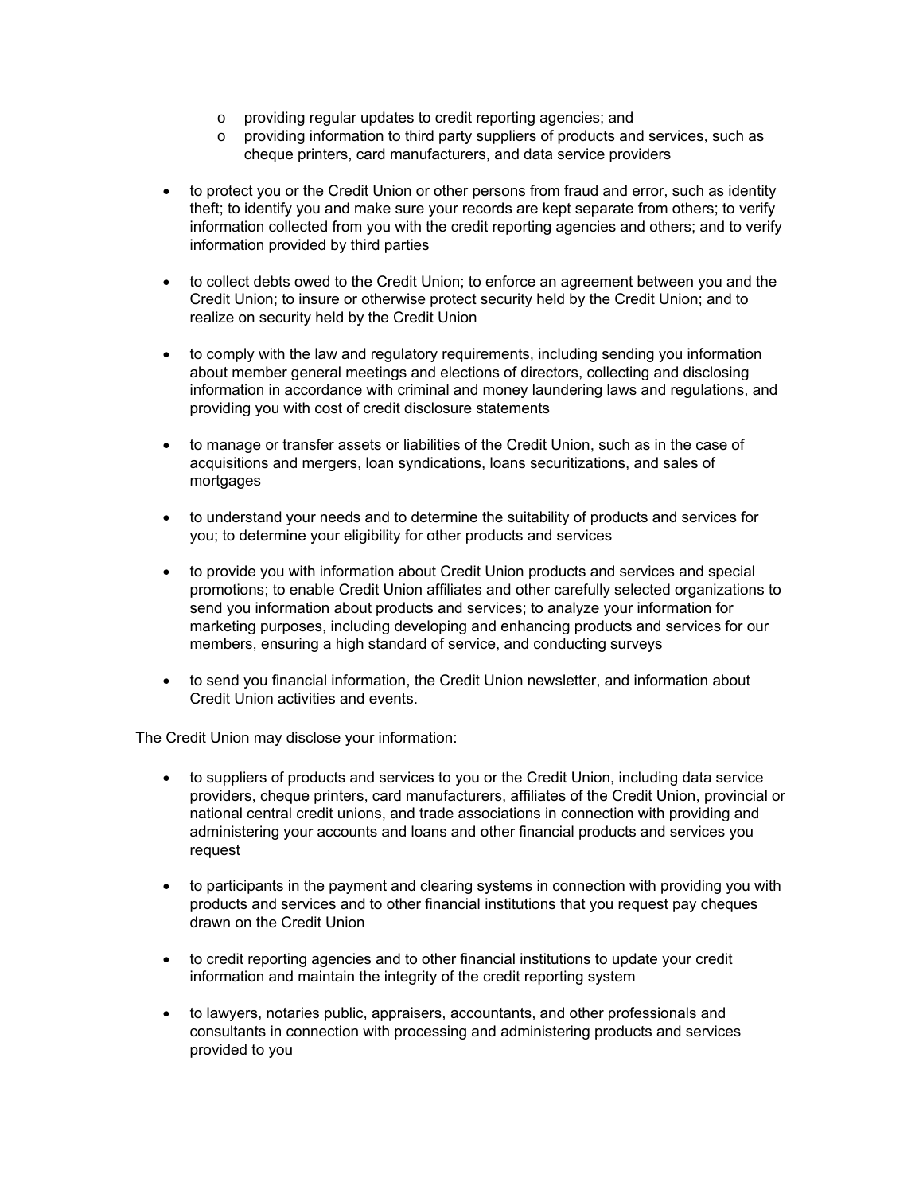- providing regular updates to credit reporting agencies; and
  - providing information to third party suppliers of products and services, such as cheque printers, card manufacturers, and data service providers

- to protect you or the Credit Union or other persons from fraud and error, such as identity theft; to identify you and make sure your records are kept separate from others; to verify information collected from you with the credit reporting agencies and others; and to verify information provided by third parties

- to collect debts owed to the Credit Union; to enforce an agreement between you and the Credit Union; to insure or otherwise protect security held by the Credit Union; and to realize on security held by the Credit Union

- to comply with the law and regulatory requirements, including sending you information about member general meetings and elections of directors, collecting and disclosing information in accordance with criminal and money laundering laws and regulations, and providing you with cost of credit disclosure statements

- to manage or transfer assets or liabilities of the Credit Union, such as in the case of acquisitions and mergers, loan syndications, loans securitizations, and sales of mortgages

- to understand your needs and to determine the suitability of products and services for you; to determine your eligibility for other products and services

- to provide you with information about Credit Union products and services and special promotions; to enable Credit Union affiliates and other carefully selected organizations to send you information about products and services; to analyze your information for marketing purposes, including developing and enhancing products and services for our members, ensuring a high standard of service, and conducting surveys

- to send you financial information, the Credit Union newsletter, and information about Credit Union activities and events.

The Credit Union may disclose your information:

- to suppliers of products and services to you or the Credit Union, including data service providers, cheque printers, card manufacturers, affiliates of the Credit Union, provincial or national central credit unions, and trade associations in connection with providing and administering your accounts and loans and other financial products and services you request

- to participants in the payment and clearing systems in connection with providing you with products and services and to other financial institutions that you request pay cheques drawn on the Credit Union

- to credit reporting agencies and to other financial institutions to update your credit information and maintain the integrity of the credit reporting system

- to lawyers, notaries public, appraisers, accountants, and other professionals and consultants in connection with processing and administering products and services provided to you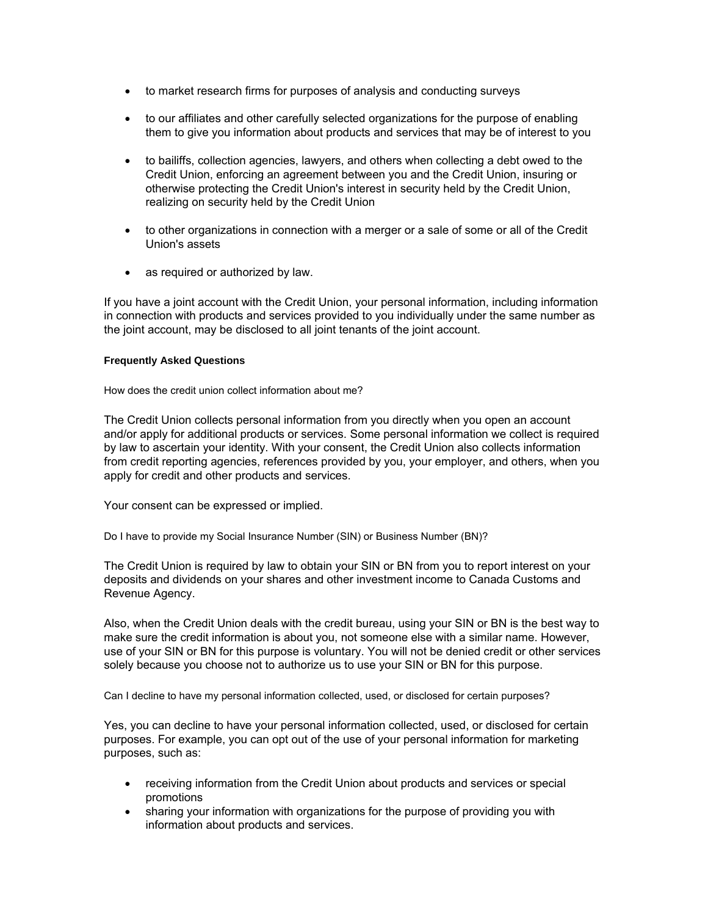- to market research firms for purposes of analysis and conducting surveys
- to our affiliates and other carefully selected organizations for the purpose of enabling them to give you information about products and services that may be of interest to you
- to bailiffs, collection agencies, lawyers, and others when collecting a debt owed to the Credit Union, enforcing an agreement between you and the Credit Union, insuring or otherwise protecting the Credit Union's interest in security held by the Credit Union, realizing on security held by the Credit Union
- to other organizations in connection with a merger or a sale of some or all of the Credit Union's assets
- as required or authorized by law.

If you have a joint account with the Credit Union, your personal information, including information in connection with products and services provided to you individually under the same number as the joint account, may be disclosed to all joint tenants of the joint account.

#### Frequently Asked Questions

How does the credit union collect information about me?

The Credit Union collects personal information from you directly when you open an account and/or apply for additional products or services. Some personal information we collect is required by law to ascertain your identity. With your consent, the Credit Union also collects information from credit reporting agencies, references provided by you, your employer, and others, when you apply for credit and other products and services.

Your consent can be expressed or implied.

Do I have to provide my Social Insurance Number (SIN) or Business Number (BN)?

The Credit Union is required by law to obtain your SIN or BN from you to report interest on your deposits and dividends on your shares and other investment income to Canada Customs and Revenue Agency.

Also, when the Credit Union deals with the credit bureau, using your SIN or BN is the best way to make sure the credit information is about you, not someone else with a similar name. However, use of your SIN or BN for this purpose is voluntary. You will not be denied credit or other services solely because you choose not to authorize us to use your SIN or BN for this purpose.

Can I decline to have my personal information collected, used, or disclosed for certain purposes?

Yes, you can decline to have your personal information collected, used, or disclosed for certain purposes. For example, you can opt out of the use of your personal information for marketing purposes, such as:

- receiving information from the Credit Union about products and services or special promotions
- sharing your information with organizations for the purpose of providing you with information about products and services.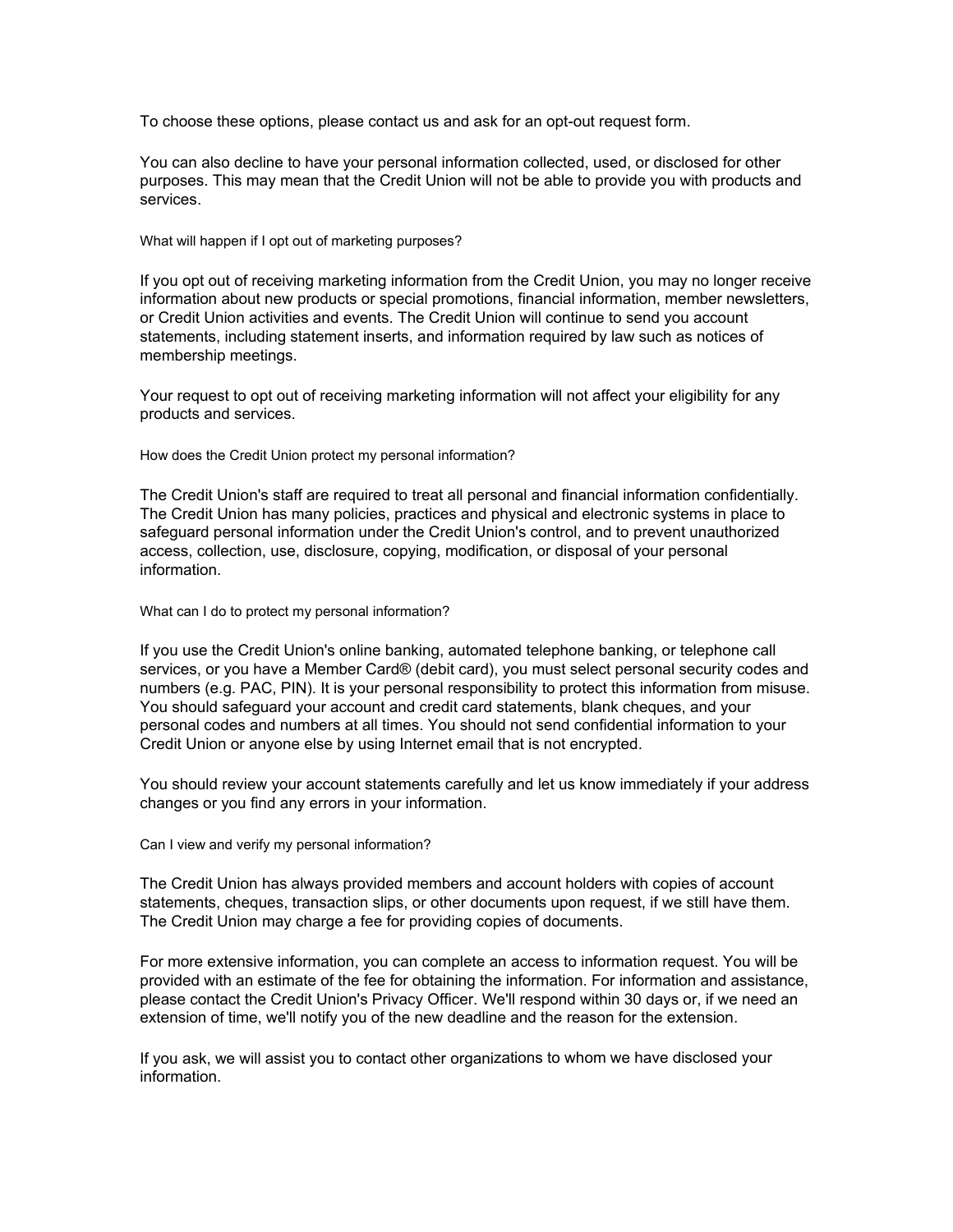To choose these options, please contact us and ask for an opt-out request form.

You can also decline to have your personal information collected, used, or disclosed for other purposes. This may mean that the Credit Union will not be able to provide you with products and services.

### What will happen if I opt out of marketing purposes?

If you opt out of receiving marketing information from the Credit Union, you may no longer receive information about new products or special promotions, financial information, member newsletters, or Credit Union activities and events. The Credit Union will continue to send you account statements, including statement inserts, and information required by law such as notices of membership meetings.

Your request to opt out of receiving marketing information will not affect your eligibility for any products and services.

### How does the Credit Union protect my personal information?

The Credit Union's staff are required to treat all personal and financial information confidentially. The Credit Union has many policies, practices and physical and electronic systems in place to safeguard personal information under the Credit Union's control, and to prevent unauthorized access, collection, use, disclosure, copying, modification, or disposal of your personal information.

### What can I do to protect my personal information?

If you use the Credit Union's online banking, automated telephone banking, or telephone call services, or you have a Member Card® (debit card), you must select personal security codes and numbers (e.g. PAC, PIN). It is your personal responsibility to protect this information from misuse. You should safeguard your account and credit card statements, blank cheques, and your personal codes and numbers at all times. You should not send confidential information to your Credit Union or anyone else by using Internet email that is not encrypted.

You should review your account statements carefully and let us know immediately if your address changes or you find any errors in your information.

### Can I view and verify my personal information?

The Credit Union has always provided members and account holders with copies of account statements, cheques, transaction slips, or other documents upon request, if we still have them. The Credit Union may charge a fee for providing copies of documents.

For more extensive information, you can complete an access to information request. You will be provided with an estimate of the fee for obtaining the information. For information and assistance, please contact the Credit Union's Privacy Officer. We'll respond within 30 days or, if we need an extension of time, we'll notify you of the new deadline and the reason for the extension.

If you ask, we will assist you to contact other organizations to whom we have disclosed your information.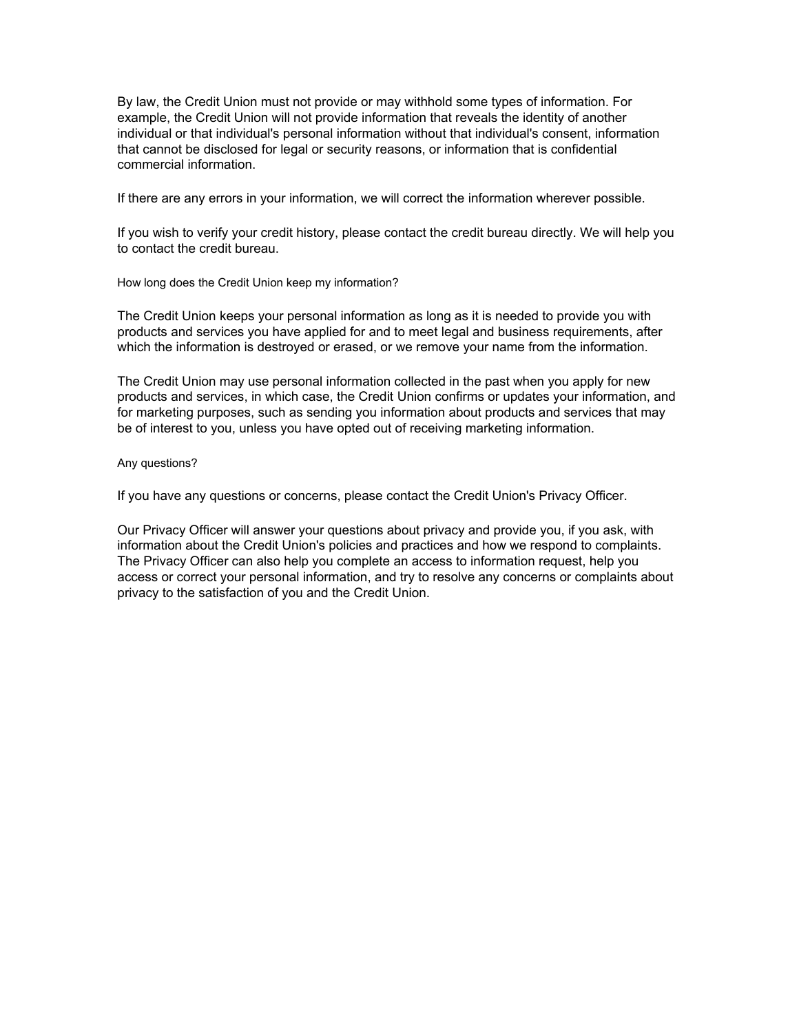By law, the Credit Union must not provide or may withhold some types of information. For example, the Credit Union will not provide information that reveals the identity of another individual or that individual's personal information without that individual's consent, information that cannot be disclosed for legal or security reasons, or information that is confidential commercial information.

If there are any errors in your information, we will correct the information wherever possible.

If you wish to verify your credit history, please contact the credit bureau directly. We will help you to contact the credit bureau.

#### How long does the Credit Union keep my information?

The Credit Union keeps your personal information as long as it is needed to provide you with products and services you have applied for and to meet legal and business requirements, after which the information is destroyed or erased, or we remove your name from the information.

The Credit Union may use personal information collected in the past when you apply for new products and services, in which case, the Credit Union confirms or updates your information, and for marketing purposes, such as sending you information about products and services that may be of interest to you, unless you have opted out of receiving marketing information.

#### Any questions?

If you have any questions or concerns, please contact the Credit Union's Privacy Officer.

Our Privacy Officer will answer your questions about privacy and provide you, if you ask, with information about the Credit Union's policies and practices and how we respond to complaints. The Privacy Officer can also help you complete an access to information request, help you access or correct your personal information, and try to resolve any concerns or complaints about privacy to the satisfaction of you and the Credit Union.